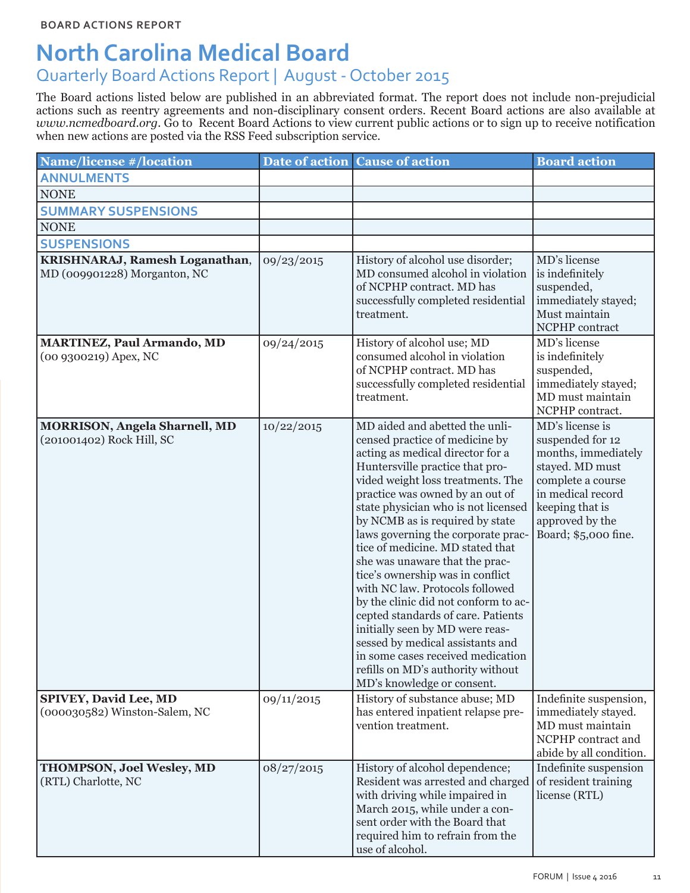BOARD ACTIONS REPORT

# North Carolina Medical Board

## Quarterly Board Actions Report | August - October 2015

The Board actions listed below are published in an abbreviated format. The report does not include non-prejudicial actions such as reentry agreements and non-disciplinary consent orders. Recent Board actions are also available at *www.ncmedboard.org*. Go to Recent Board Actions to view current public actions or to sign up to receive notification when new actions are posted via the RSS Feed subscription service.

| Name/license #/location | Date of action | Cause of action | Board action |
|---|---|---|---|
| **ANNULMENTS** | | | |
| NONE | | | |
| **SUMMARY SUSPENSIONS** | | | |
| NONE | | | |
| **SUSPENSIONS** | | | |
| **KRISHNARAJ, Ramesh Loganathan**, MD (009901228) Morganton, NC | 09/23/2015 | History of alcohol use disorder; MD consumed alcohol in violation of NCPHP contract. MD has successfully completed residential treatment. | MD's license is indefinitely suspended, immediately stayed; Must maintain NCPHP contract |
| **MARTINEZ, Paul Armando, MD** (00 9300219) Apex, NC | 09/24/2015 | History of alcohol use; MD consumed alcohol in violation of NCPHP contract. MD has successfully completed residential treatment. | MD's license is indefinitely suspended, immediately stayed; MD must maintain NCPHP contract. |
| **MORRISON, Angela Sharnell, MD** (201001402) Rock Hill, SC | 10/22/2015 | MD aided and abetted the unlicensed practice of medicine by acting as medical director for a Huntersville practice that provided weight loss treatments. The practice was owned by an out of state physician who is not licensed by NCMB as is required by state laws governing the corporate practice of medicine. MD stated that she was unaware that the practice's ownership was in conflict with NC law. Protocols followed by the clinic did not conform to accepted standards of care. Patients initially seen by MD were reassessed by medical assistants and in some cases received medication refills on MD's authority without MD's knowledge or consent. | MD's license is suspended for 12 months, immediately stayed. MD must complete a course in medical record keeping that is approved by the Board; $5,000 fine. |
| **SPIVEY, David Lee, MD** (000030582) Winston-Salem, NC | 09/11/2015 | History of substance abuse; MD has entered inpatient relapse prevention treatment. | Indefinite suspension, immediately stayed. MD must maintain NCPHP contract and abide by all condition. |
| **THOMPSON, Joel Wesley, MD** (RTL) Charlotte, NC | 08/27/2015 | History of alcohol dependence; Resident was arrested and charged with driving while impaired in March 2015, while under a consent order with the Board that required him to refrain from the use of alcohol. | Indefinite suspension of resident training license (RTL) |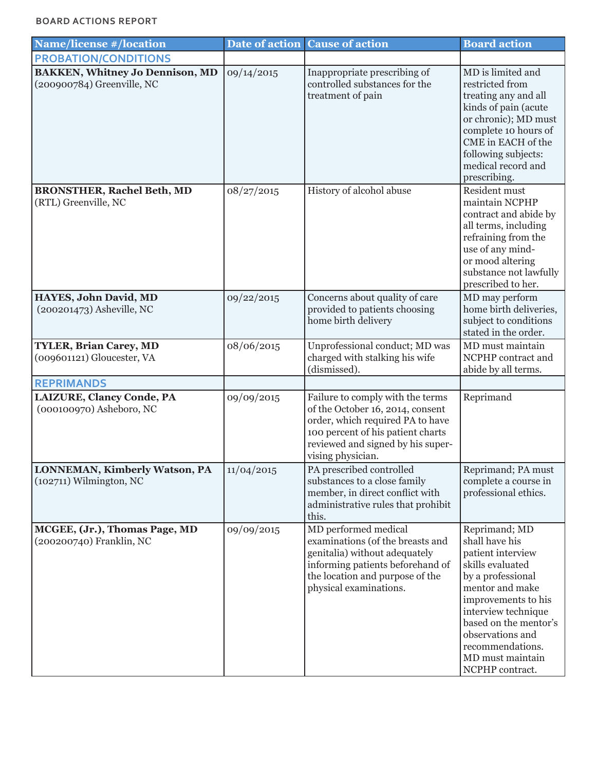BOARD ACTIONS REPORT

| Name/license #/location | Date of action | Cause of action | Board action |
|---|---|---|---|
| **PROBATION/CONDITIONS** | | | |
| **BAKKEN, Whitney Jo Dennison, MD** (200900784) Greenville, NC | 09/14/2015 | Inappropriate prescribing of controlled substances for the treatment of pain | MD is limited and restricted from treating any and all kinds of pain (acute or chronic); MD must complete 10 hours of CME in EACH of the following subjects: medical record and prescribing. |
| **BRONSTHER, Rachel Beth, MD** (RTL) Greenville, NC | 08/27/2015 | History of alcohol abuse | Resident must maintain NCPHP contract and abide by all terms, including refraining from the use of any mind- or mood altering substance not lawfully prescribed to her. |
| **HAYES, John David, MD** (200201473) Asheville, NC | 09/22/2015 | Concerns about quality of care provided to patients choosing home birth delivery | MD may perform home birth deliveries, subject to conditions stated in the order. |
| **TYLER, Brian Carey, MD** (009601121) Gloucester, VA | 08/06/2015 | Unprofessional conduct; MD was charged with stalking his wife (dismissed). | MD must maintain NCPHP contract and abide by all terms. |
| **REPRIMANDS** | | | |
| **LAIZURE, Clancy Conde, PA** (000100970) Asheboro, NC | 09/09/2015 | Failure to comply with the terms of the October 16, 2014, consent order, which required PA to have 100 percent of his patient charts reviewed and signed by his supervising physician. | Reprimand |
| **LONNEMAN, Kimberly Watson, PA** (102711) Wilmington, NC | 11/04/2015 | PA prescribed controlled substances to a close family member, in direct conflict with administrative rules that prohibit this. | Reprimand; PA must complete a course in professional ethics. |
| **MCGEE, (Jr.), Thomas Page, MD** (200200740) Franklin, NC | 09/09/2015 | MD performed medical examinations (of the breasts and genitalia) without adequately informing patients beforehand of the location and purpose of the physical examinations. | Reprimand; MD shall have his patient interview skills evaluated by a professional mentor and make improvements to his interview technique based on the mentor's observations and recommendations. MD must maintain NCPHP contract. |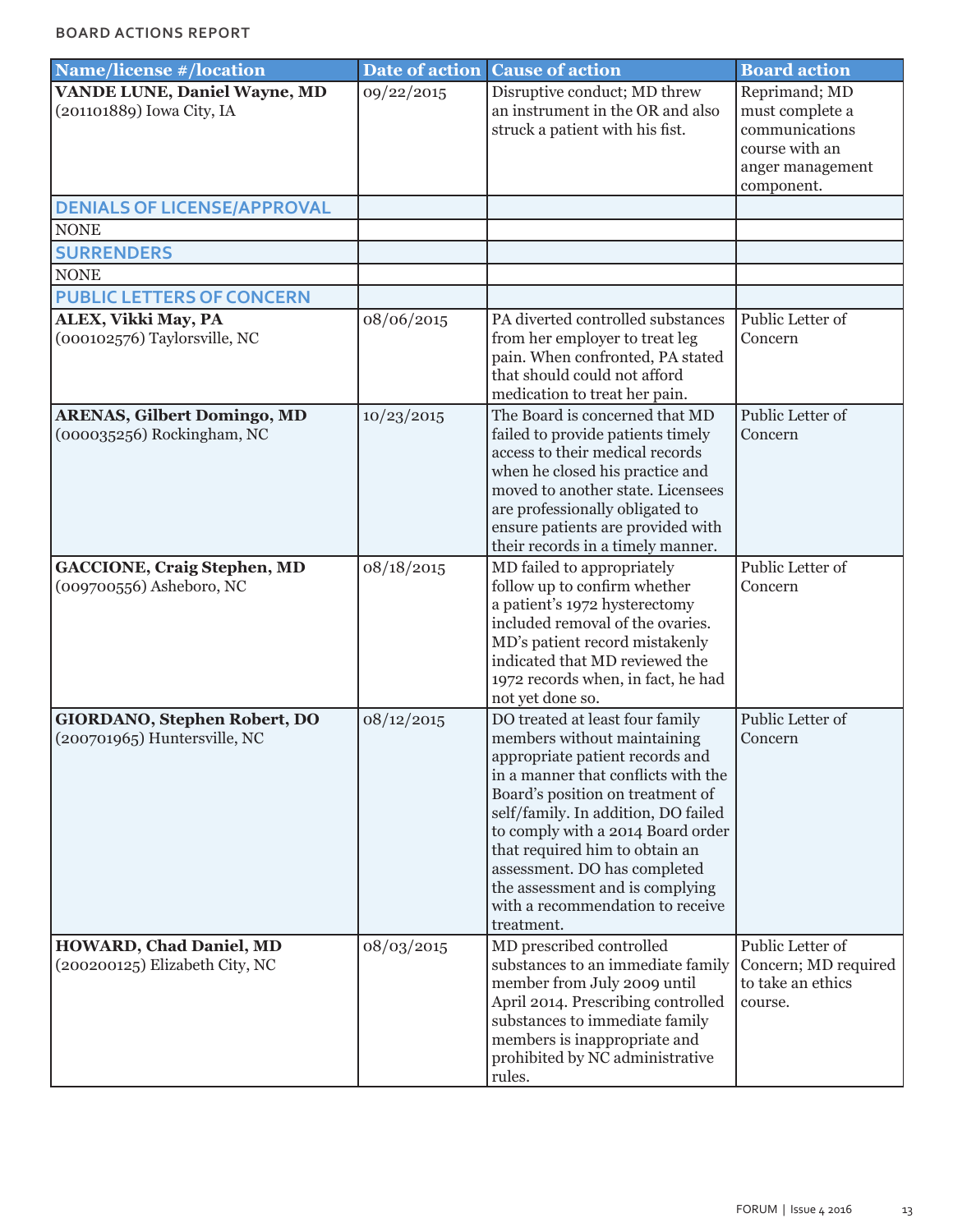BOARD ACTIONS REPORT

| Name/license #/location | Date of action | Cause of action | Board action |
|---|---|---|---|
| **VANDE LUNE, Daniel Wayne, MD** (201101889) Iowa City, IA | 09/22/2015 | Disruptive conduct; MD threw an instrument in the OR and also struck a patient with his fist. | Reprimand; MD must complete a communications course with an anger management component. |
| **DENIALS OF LICENSE/APPROVAL** | | | |
| NONE | | | |
| **SURRENDERS** | | | |
| NONE | | | |
| **PUBLIC LETTERS OF CONCERN** | | | |
| **ALEX, Vikki May, PA** (000102576) Taylorsville, NC | 08/06/2015 | PA diverted controlled substances from her employer to treat leg pain. When confronted, PA stated that should could not afford medication to treat her pain. | Public Letter of Concern |
| **ARENAS, Gilbert Domingo, MD** (000035256) Rockingham, NC | 10/23/2015 | The Board is concerned that MD failed to provide patients timely access to their medical records when he closed his practice and moved to another state. Licensees are professionally obligated to ensure patients are provided with their records in a timely manner. | Public Letter of Concern |
| **GACCIONE, Craig Stephen, MD** (009700556) Asheboro, NC | 08/18/2015 | MD failed to appropriately follow up to confirm whether a patient's 1972 hysterectomy included removal of the ovaries. MD's patient record mistakenly indicated that MD reviewed the 1972 records when, in fact, he had not yet done so. | Public Letter of Concern |
| **GIORDANO, Stephen Robert, DO** (200701965) Huntersville, NC | 08/12/2015 | DO treated at least four family members without maintaining appropriate patient records and in a manner that conflicts with the Board's position on treatment of self/family. In addition, DO failed to comply with a 2014 Board order that required him to obtain an assessment. DO has completed the assessment and is complying with a recommendation to receive treatment. | Public Letter of Concern |
| **HOWARD, Chad Daniel, MD** (200200125) Elizabeth City, NC | 08/03/2015 | MD prescribed controlled substances to an immediate family member from July 2009 until April 2014. Prescribing controlled substances to immediate family members is inappropriate and prohibited by NC administrative rules. | Public Letter of Concern; MD required to take an ethics course. |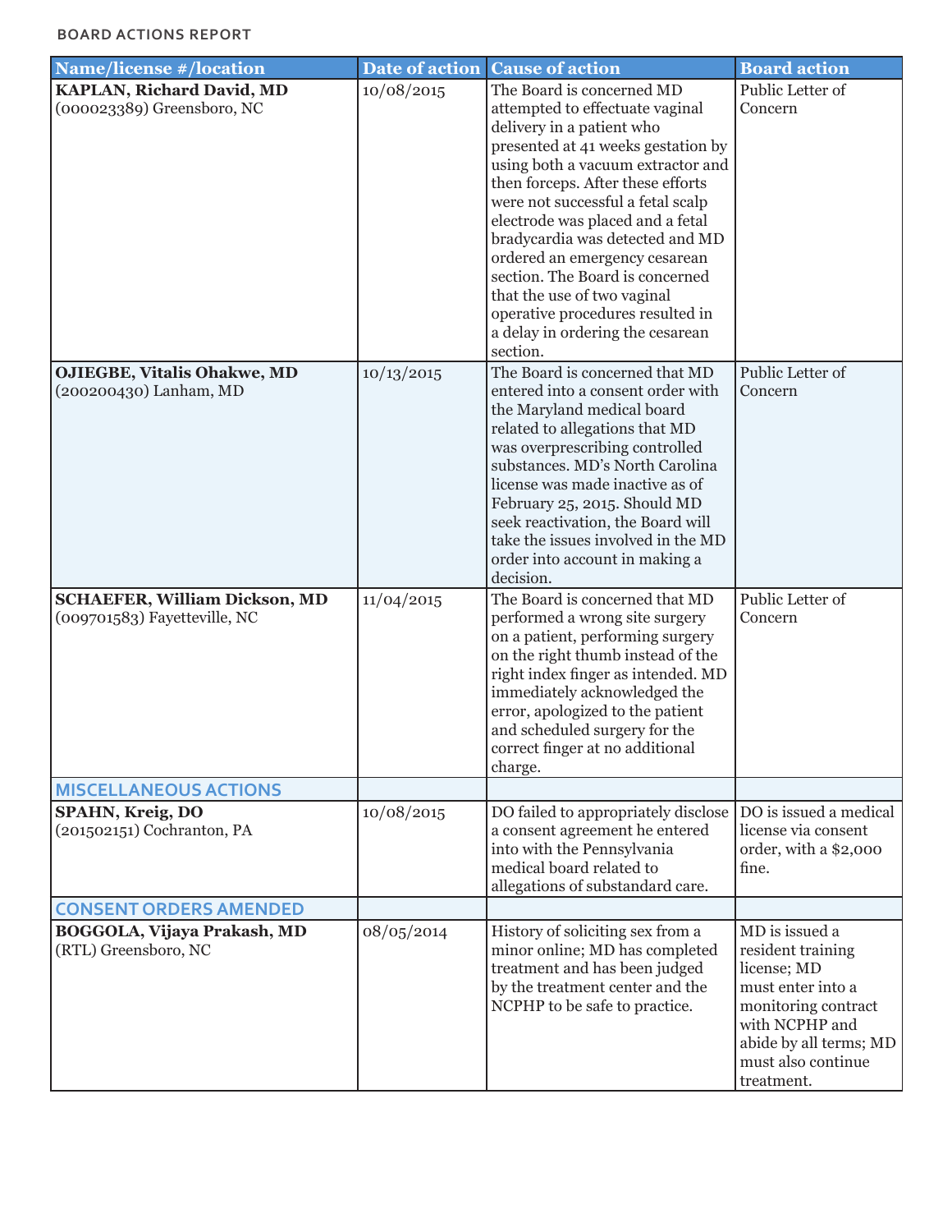BOARD ACTIONS REPORT

| Name/license #/location | Date of action | Cause of action | Board action |
|---|---|---|---|
| **KAPLAN, Richard David, MD** (000023389) Greensboro, NC | 10/08/2015 | The Board is concerned MD attempted to effectuate vaginal delivery in a patient who presented at 41 weeks gestation by using both a vacuum extractor and then forceps. After these efforts were not successful a fetal scalp electrode was placed and a fetal bradycardia was detected and MD ordered an emergency cesarean section. The Board is concerned that the use of two vaginal operative procedures resulted in a delay in ordering the cesarean section. | Public Letter of Concern |
| **OJIEGBE, Vitalis Ohakwe, MD** (200200430) Lanham, MD | 10/13/2015 | The Board is concerned that MD entered into a consent order with the Maryland medical board related to allegations that MD was overprescribing controlled substances. MD's North Carolina license was made inactive as of February 25, 2015. Should MD seek reactivation, the Board will take the issues involved in the MD order into account in making a decision. | Public Letter of Concern |
| **SCHAEFER, William Dickson, MD** (009701583) Fayetteville, NC | 11/04/2015 | The Board is concerned that MD performed a wrong site surgery on a patient, performing surgery on the right thumb instead of the right index finger as intended. MD immediately acknowledged the error, apologized to the patient and scheduled surgery for the correct finger at no additional charge. | Public Letter of Concern |
| **MISCELLANEOUS ACTIONS** | | | |
| **SPAHN, Kreig, DO** (201502151) Cochranton, PA | 10/08/2015 | DO failed to appropriately disclose a consent agreement he entered into with the Pennsylvania medical board related to allegations of substandard care. | DO is issued a medical license via consent order, with a $2,000 fine. |
| **CONSENT ORDERS AMENDED** | | | |
| **BOGGOLA, Vijaya Prakash, MD** (RTL) Greensboro, NC | 08/05/2014 | History of soliciting sex from a minor online; MD has completed treatment and has been judged by the treatment center and the NCPHP to be safe to practice. | MD is issued a resident training license; MD must enter into a monitoring contract with NCPHP and abide by all terms; MD must also continue treatment. |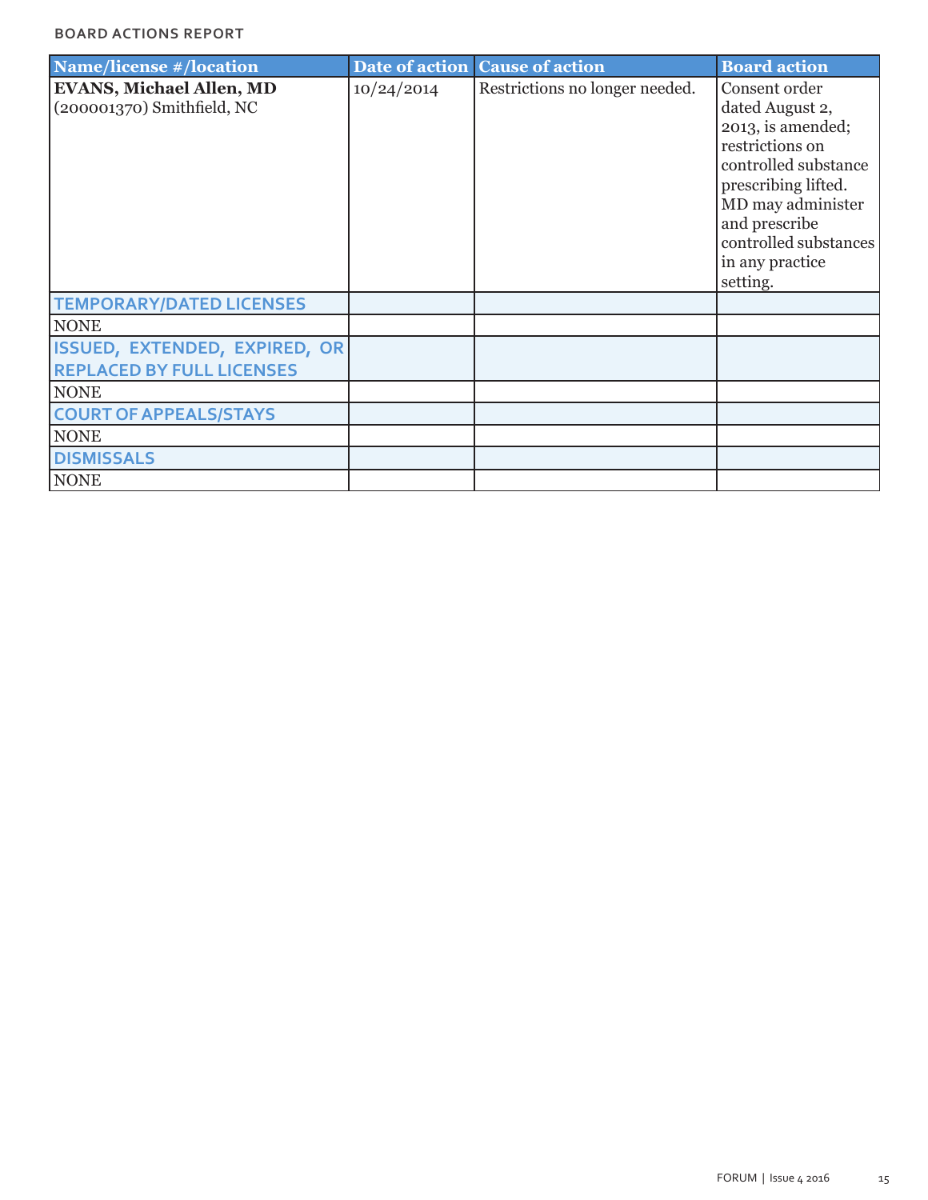BOARD ACTIONS REPORT

| Name/license #/location | Date of action | Cause of action | Board action |
|---|---|---|---|
| **EVANS, Michael Allen, MD** (200001370) Smithfield, NC | 10/24/2014 | Restrictions no longer needed. | Consent order dated August 2, 2013, is amended; restrictions on controlled substance prescribing lifted. MD may administer and prescribe controlled substances in any practice setting. |
| **TEMPORARY/DATED LICENSES** | | | |
| NONE | | | |
| **ISSUED, EXTENDED, EXPIRED, OR REPLACED BY FULL LICENSES** | | | |
| NONE | | | |
| **COURT OF APPEALS/STAYS** | | | |
| NONE | | | |
| **DISMISSALS** | | | |
| NONE | | | |